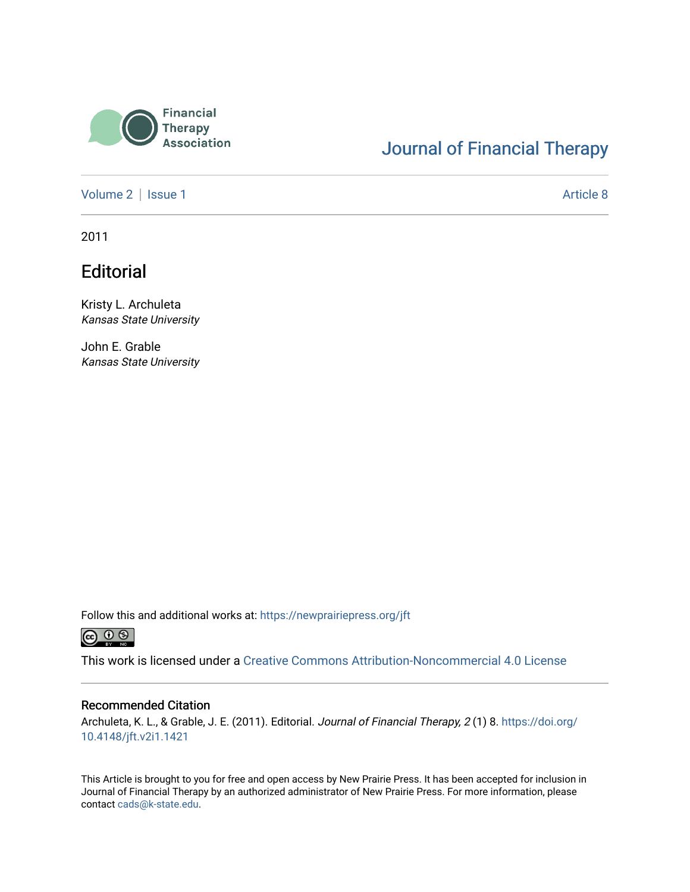Financial Therapy Association

# Journal of Financial Therapy

Volume 2 | Issue 1 Article 8

2011

# Editorial

Kristy L. Archuleta
*Kansas State University*

John E. Grable
*Kansas State University*

Follow this and additional works at: https://newprairiepress.org/jft

This work is licensed under a Creative Commons Attribution-Noncommercial 4.0 License

## Recommended Citation

Archuleta, K. L., & Grable, J. E. (2011). Editorial. *Journal of Financial Therapy, 2* (1) 8. https://doi.org/10.4148/jft.v2i1.1421

This Article is brought to you for free and open access by New Prairie Press. It has been accepted for inclusion in Journal of Financial Therapy by an authorized administrator of New Prairie Press. For more information, please contact cads@k-state.edu.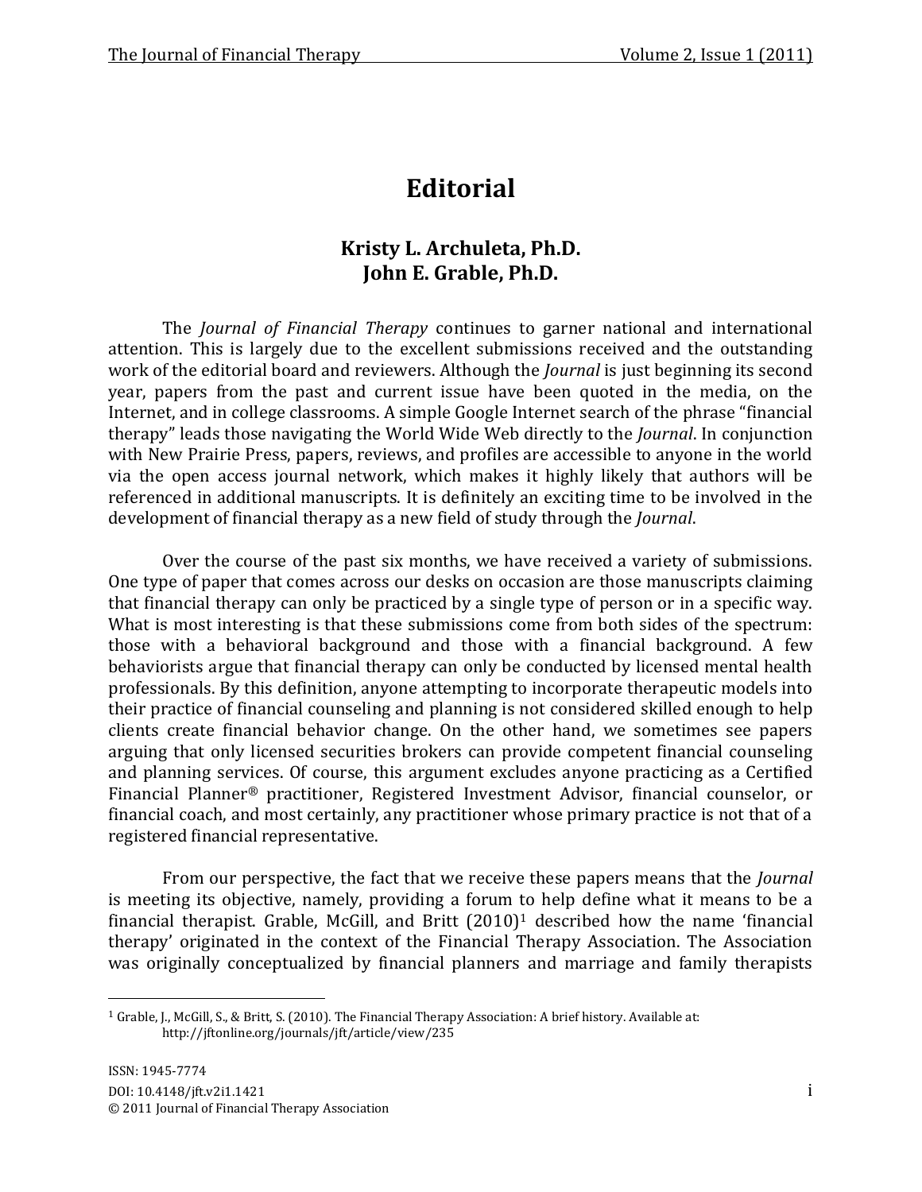# Editorial

**Kristy L. Archuleta, Ph.D.**
**John E. Grable, Ph.D.**

The *Journal of Financial Therapy* continues to garner national and international attention. This is largely due to the excellent submissions received and the outstanding work of the editorial board and reviewers. Although the *Journal* is just beginning its second year, papers from the past and current issue have been quoted in the media, on the Internet, and in college classrooms. A simple Google Internet search of the phrase "financial therapy" leads those navigating the World Wide Web directly to the *Journal*. In conjunction with New Prairie Press, papers, reviews, and profiles are accessible to anyone in the world via the open access journal network, which makes it highly likely that authors will be referenced in additional manuscripts. It is definitely an exciting time to be involved in the development of financial therapy as a new field of study through the *Journal*.

Over the course of the past six months, we have received a variety of submissions. One type of paper that comes across our desks on occasion are those manuscripts claiming that financial therapy can only be practiced by a single type of person or in a specific way. What is most interesting is that these submissions come from both sides of the spectrum: those with a behavioral background and those with a financial background. A few behaviorists argue that financial therapy can only be conducted by licensed mental health professionals. By this definition, anyone attempting to incorporate therapeutic models into their practice of financial counseling and planning is not considered skilled enough to help clients create financial behavior change. On the other hand, we sometimes see papers arguing that only licensed securities brokers can provide competent financial counseling and planning services. Of course, this argument excludes anyone practicing as a Certified Financial Planner® practitioner, Registered Investment Advisor, financial counselor, or financial coach, and most certainly, any practitioner whose primary practice is not that of a registered financial representative.

From our perspective, the fact that we receive these papers means that the *Journal* is meeting its objective, namely, providing a forum to help define what it means to be a financial therapist. Grable, McGill, and Britt (2010)[1] described how the name 'financial therapy' originated in the context of the Financial Therapy Association. The Association was originally conceptualized by financial planners and marriage and family therapists

[1] Grable, J., McGill, S., & Britt, S. (2010). The Financial Therapy Association: A brief history. Available at: http://jftonline.org/journals/jft/article/view/235

ISSN: 1945-7774
DOI: 10.4148/jft.v2i1.1421
© 2011 Journal of Financial Therapy Association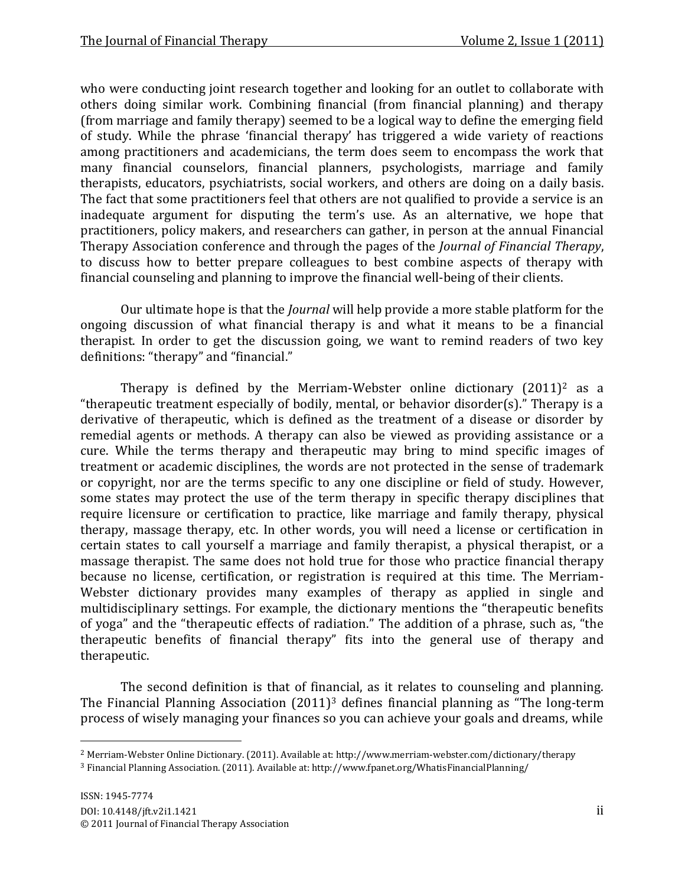who were conducting joint research together and looking for an outlet to collaborate with others doing similar work. Combining financial (from financial planning) and therapy (from marriage and family therapy) seemed to be a logical way to define the emerging field of study. While the phrase 'financial therapy' has triggered a wide variety of reactions among practitioners and academicians, the term does seem to encompass the work that many financial counselors, financial planners, psychologists, marriage and family therapists, educators, psychiatrists, social workers, and others are doing on a daily basis. The fact that some practitioners feel that others are not qualified to provide a service is an inadequate argument for disputing the term's use. As an alternative, we hope that practitioners, policy makers, and researchers can gather, in person at the annual Financial Therapy Association conference and through the pages of the *Journal of Financial Therapy*, to discuss how to better prepare colleagues to best combine aspects of therapy with financial counseling and planning to improve the financial well-being of their clients.

Our ultimate hope is that the *Journal* will help provide a more stable platform for the ongoing discussion of what financial therapy is and what it means to be a financial therapist. In order to get the discussion going, we want to remind readers of two key definitions: "therapy" and "financial."

Therapy is defined by the Merriam-Webster online dictionary (2011)[2] as a "therapeutic treatment especially of bodily, mental, or behavior disorder(s)." Therapy is a derivative of therapeutic, which is defined as the treatment of a disease or disorder by remedial agents or methods. A therapy can also be viewed as providing assistance or a cure. While the terms therapy and therapeutic may bring to mind specific images of treatment or academic disciplines, the words are not protected in the sense of trademark or copyright, nor are the terms specific to any one discipline or field of study. However, some states may protect the use of the term therapy in specific therapy disciplines that require licensure or certification to practice, like marriage and family therapy, physical therapy, massage therapy, etc. In other words, you will need a license or certification in certain states to call yourself a marriage and family therapist, a physical therapist, or a massage therapist. The same does not hold true for those who practice financial therapy because no license, certification, or registration is required at this time. The Merriam-Webster dictionary provides many examples of therapy as applied in single and multidisciplinary settings. For example, the dictionary mentions the "therapeutic benefits of yoga" and the "therapeutic effects of radiation." The addition of a phrase, such as, "the therapeutic benefits of financial therapy" fits into the general use of therapy and therapeutic.

The second definition is that of financial, as it relates to counseling and planning. The Financial Planning Association (2011)[3] defines financial planning as "The long-term process of wisely managing your finances so you can achieve your goals and dreams, while

[2] Merriam-Webster Online Dictionary. (2011). Available at: http://www.merriam-webster.com/dictionary/therapy

[3] Financial Planning Association. (2011). Available at: http://www.fpanet.org/WhatisFinancialPlanning/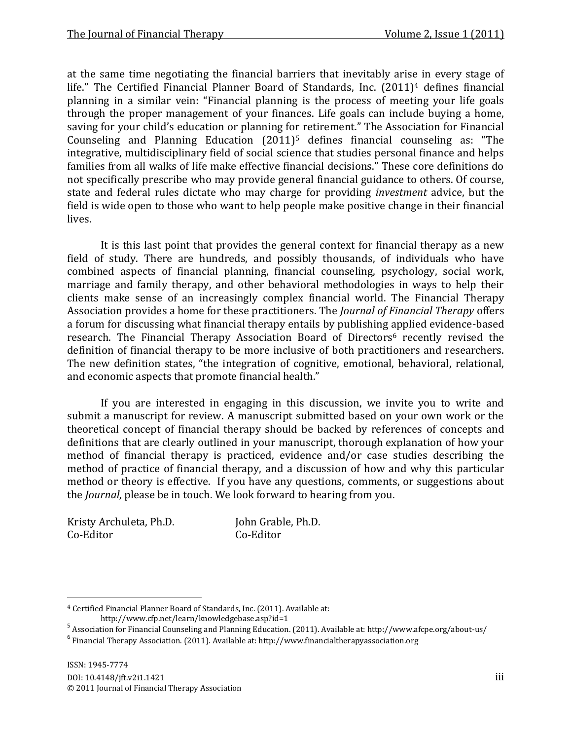at the same time negotiating the financial barriers that inevitably arise in every stage of life." The Certified Financial Planner Board of Standards, Inc. (2011)[4] defines financial planning in a similar vein: "Financial planning is the process of meeting your life goals through the proper management of your finances. Life goals can include buying a home, saving for your child's education or planning for retirement." The Association for Financial Counseling and Planning Education (2011)[5] defines financial counseling as: "The integrative, multidisciplinary field of social science that studies personal finance and helps families from all walks of life make effective financial decisions." These core definitions do not specifically prescribe who may provide general financial guidance to others. Of course, state and federal rules dictate who may charge for providing *investment* advice, but the field is wide open to those who want to help people make positive change in their financial lives.

It is this last point that provides the general context for financial therapy as a new field of study. There are hundreds, and possibly thousands, of individuals who have combined aspects of financial planning, financial counseling, psychology, social work, marriage and family therapy, and other behavioral methodologies in ways to help their clients make sense of an increasingly complex financial world. The Financial Therapy Association provides a home for these practitioners. The *Journal of Financial Therapy* offers a forum for discussing what financial therapy entails by publishing applied evidence-based research. The Financial Therapy Association Board of Directors[6] recently revised the definition of financial therapy to be more inclusive of both practitioners and researchers. The new definition states, "the integration of cognitive, emotional, behavioral, relational, and economic aspects that promote financial health."

If you are interested in engaging in this discussion, we invite you to write and submit a manuscript for review. A manuscript submitted based on your own work or the theoretical concept of financial therapy should be backed by references of concepts and definitions that are clearly outlined in your manuscript, thorough explanation of how your method of financial therapy is practiced, evidence and/or case studies describing the method of practice of financial therapy, and a discussion of how and why this particular method or theory is effective. If you have any questions, comments, or suggestions about the *Journal*, please be in touch. We look forward to hearing from you.

Kristy Archuleta, Ph.D.
Co-Editor

John Grable, Ph.D.
Co-Editor

---

[4] Certified Financial Planner Board of Standards, Inc. (2011). Available at: http://www.cfp.net/learn/knowledgebase.asp?id=1

[5] Association for Financial Counseling and Planning Education. (2011). Available at: http://www.afcpe.org/about-us/

[6] Financial Therapy Association. (2011). Available at: http://www.financialtherapyassociation.org

ISSN: 1945-7774
DOI: 10.4148/jft.v2i1.1421
© 2011 Journal of Financial Therapy Association